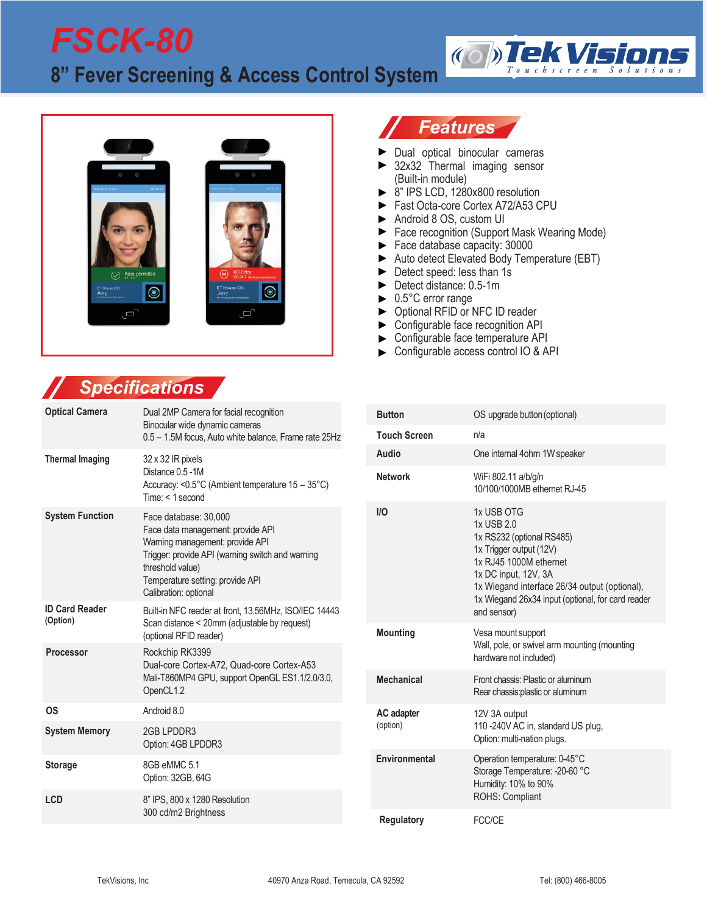# FSCK-80

## 8" Fever Screening & Access Control System

TekVisions Touchscreen Solutions

## Features

- Dual optical binocular cameras
- 32x32 Thermal imaging sensor (Built-in module)
- 8" IPS LCD, 1280x800 resolution
- Fast Octa-core Cortex A72/A53 CPU
- Android 8 OS, custom UI
- Face recognition (Support Mask Wearing Mode)
- Face database capacity: 30000
- Auto detect Elevated Body Temperature (EBT)
- Detect speed: less than 1s
- Detect distance: 0.5-1m
- 0.5°C error range
- Optional RFID or NFC ID reader
- Configurable face recognition API
- Configurable face temperature API
- Configurable access control IO & API

## Specifications

| | |
|---|---|
| **Optical Camera** | Dual 2MP Camera for facial recognition<br>Binocular wide dynamic cameras<br>0.5 – 1.5M focus, Auto white balance, Frame rate 25Hz |
| **Thermal Imaging** | 32 x 32 IR pixels<br>Distance 0.5 -1M<br>Accuracy: <0.5°C (Ambient temperature 15 – 35°C)<br>Time: < 1 second |
| **System Function** | Face database: 30,000<br>Face data management: provide API<br>Warning management: provide API<br>Trigger: provide API (warning switch and warning threshold value)<br>Temperature setting: provide API<br>Calibration: optional |
| **ID Card Reader (Option)** | Built-in NFC reader at front, 13.56MHz, ISO/IEC 14443<br>Scan distance < 20mm (adjustable by request)<br>(optional RFID reader) |
| **Processor** | Rockchip RK3399<br>Dual-core Cortex-A72, Quad-core Cortex-A53<br>Mali-T860MP4 GPU, support OpenGL ES1.1/2.0/3.0, OpenCL1.2 |
| **OS** | Android 8.0 |
| **System Memory** | 2GB LPDDR3<br>Option: 4GB LPDDR3 |
| **Storage** | 8GB eMMC 5.1<br>Option: 32GB, 64G |
| **LCD** | 8" IPS, 800 x 1280 Resolution<br>300 cd/m2 Brightness |
| **Button** | OS upgrade button (optional) |
| **Touch Screen** | n/a |
| **Audio** | One internal 4ohm 1W speaker |
| **Network** | WiFi 802.11 a/b/g/n<br>10/100/1000MB ethernet RJ-45 |
| **I/O** | 1x USB OTG<br>1x USB 2.0<br>1x RS232 (optional RS485)<br>1x Trigger output (12V)<br>1x RJ45 1000M ethernet<br>1x DC input, 12V, 3A<br>1x Wiegand interface 26/34 output (optional),<br>1x Wiegand 26x34 input (optional, for card reader and sensor) |
| **Mounting** | Vesa mount support<br>Wall, pole, or swivel arm mounting (mounting hardware not included) |
| **Mechanical** | Front chassis: Plastic or aluminum<br>Rear chassis:plastic or aluminum |
| **AC adapter** (option) | 12V 3A output<br>110 -240V AC in, standard US plug,<br>Option: multi-nation plugs. |
| **Environmental** | Operation temperature: 0-45°C<br>Storage Temperature: -20-60 °C<br>Humidity: 10% to 90%<br>ROHS: Compliant |
| **Regulatory** | FCC/CE |

TekVisions, Inc　　40970 Anza Road, Temecula, CA 92592　　Tel: (800) 466-8005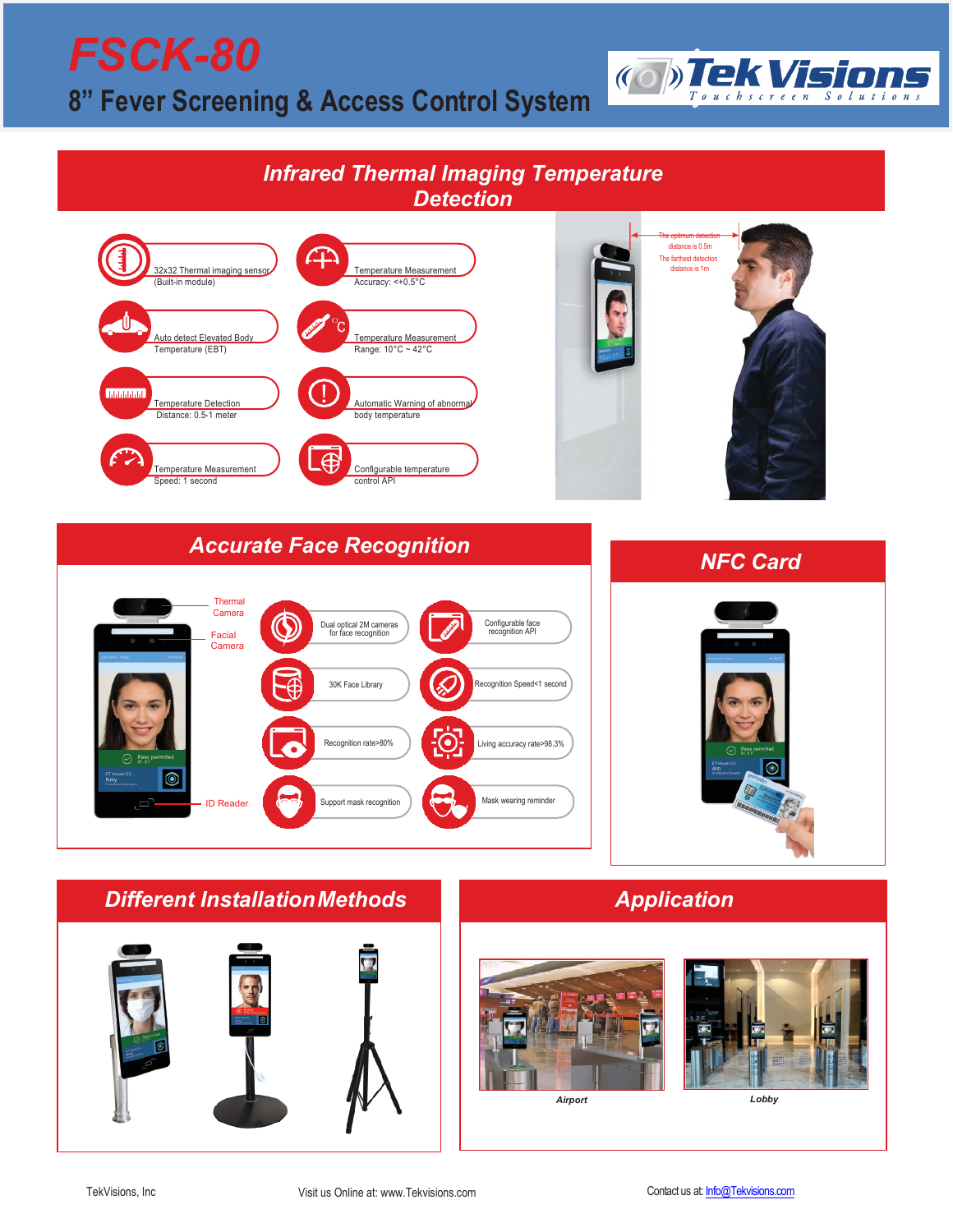# FSCK-80

## 8" Fever Screening & Access Control System

Tek Visions
Touchscreen Solutions

## Infrared Thermal Imaging Temperature Detection

- 32x32 Thermal imaging sensor (Built-in module)
- Temperature Measurement Accuracy: <+0.5°C
- Auto detect Elevated Body Temperature (EBT)
- Temperature Measurement Range: 10°C ~ 42°C
- Temperature Detection Distance: 0.5-1 meter
- Automatic Warning of abnormal body temperature
- Temperature Measurement Speed: 1 second
- Configurable temperature control API

The optimum detection distance is 0.5m
The farthest detection distance is 1m

## Accurate Face Recognition

Thermal Camera
Facial Camera
ID Reader

- Dual optical 2M cameras for face recognition
- Configurable face recognition API
- 30K Face Library
- Recognition Speed<1 second
- Recognition rate>80%
- Living accuracy rate>98.3%
- Support mask recognition
- Mask wearing reminder

## NFC Card

## Different Installation Methods

## Application

Airport

Lobby

TekVisions, Inc

Visit us Online at: www.Tekvisions.com

Contact us at: Info@Tekvisions.com